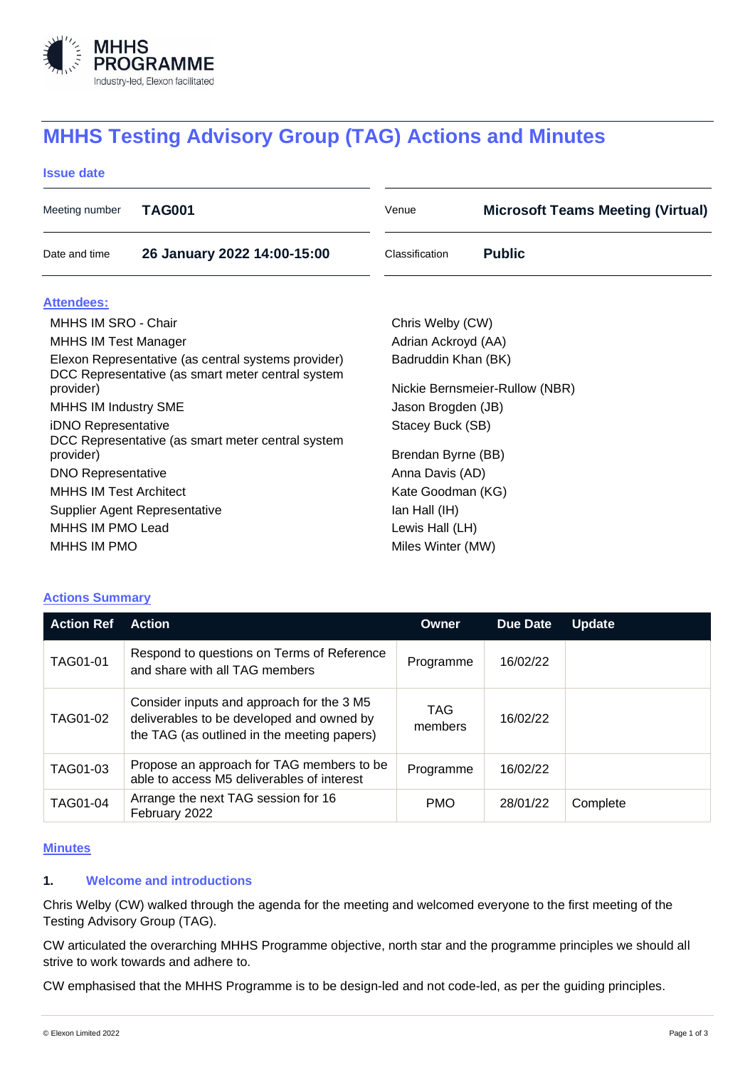# MHHS Testing Advisory Group (TAG) Actions and Minutes

**Issue date**

| Meeting number | **TAG001** | Venue | **Microsoft Teams Meeting (Virtual)** |
|---|---|---|---|
| Date and time | **26 January 2022 14:00-15:00** | Classification | **Public** |

## Attendees:

| Role | Name |
|---|---|
| MHHS IM SRO - Chair | Chris Welby (CW) |
| MHHS IM Test Manager | Adrian Ackroyd (AA) |
| Elexon Representative (as central systems provider) | Badruddin Khan (BK) |
| DCC Representative (as smart meter central system provider) | Nickie Bernsmeier-Rullow (NBR) |
| MHHS IM Industry SME | Jason Brogden (JB) |
| iDNO Representative | Stacey Buck (SB) |
| DCC Representative (as smart meter central system provider) | Brendan Byrne (BB) |
| DNO Representative | Anna Davis (AD) |
| MHHS IM Test Architect | Kate Goodman (KG) |
| Supplier Agent Representative | Ian Hall (IH) |
| MHHS IM PMO Lead | Lewis Hall (LH) |
| MHHS IM PMO | Miles Winter (MW) |

## Actions Summary

| Action Ref | Action | Owner | Due Date | Update |
|---|---|---|---|---|
| TAG01-01 | Respond to questions on Terms of Reference and share with all TAG members | Programme | 16/02/22 | |
| TAG01-02 | Consider inputs and approach for the 3 M5 deliverables to be developed and owned by the TAG (as outlined in the meeting papers) | TAG members | 16/02/22 | |
| TAG01-03 | Propose an approach for TAG members to be able to access M5 deliverables of interest | Programme | 16/02/22 | |
| TAG01-04 | Arrange the next TAG session for 16 February 2022 | PMO | 28/01/22 | Complete |

## Minutes

### 1. Welcome and introductions

Chris Welby (CW) walked through the agenda for the meeting and welcomed everyone to the first meeting of the Testing Advisory Group (TAG).

CW articulated the overarching MHHS Programme objective, north star and the programme principles we should all strive to work towards and adhere to.

CW emphasised that the MHHS Programme is to be design-led and not code-led, as per the guiding principles.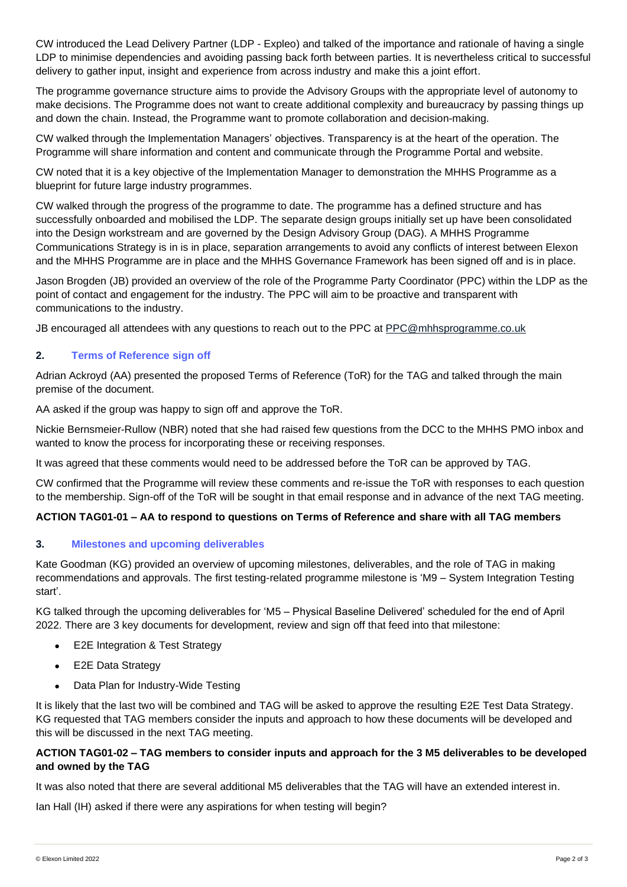CW introduced the Lead Delivery Partner (LDP - Expleo) and talked of the importance and rationale of having a single LDP to minimise dependencies and avoiding passing back forth between parties. It is nevertheless critical to successful delivery to gather input, insight and experience from across industry and make this a joint effort.

The programme governance structure aims to provide the Advisory Groups with the appropriate level of autonomy to make decisions. The Programme does not want to create additional complexity and bureaucracy by passing things up and down the chain. Instead, the Programme want to promote collaboration and decision-making.

CW walked through the Implementation Managers' objectives. Transparency is at the heart of the operation. The Programme will share information and content and communicate through the Programme Portal and website.

CW noted that it is a key objective of the Implementation Manager to demonstration the MHHS Programme as a blueprint for future large industry programmes.

CW walked through the progress of the programme to date. The programme has a defined structure and has successfully onboarded and mobilised the LDP. The separate design groups initially set up have been consolidated into the Design workstream and are governed by the Design Advisory Group (DAG). A MHHS Programme Communications Strategy is in is in place, separation arrangements to avoid any conflicts of interest between Elexon and the MHHS Programme are in place and the MHHS Governance Framework has been signed off and is in place.

Jason Brogden (JB) provided an overview of the role of the Programme Party Coordinator (PPC) within the LDP as the point of contact and engagement for the industry. The PPC will aim to be proactive and transparent with communications to the industry.

JB encouraged all attendees with any questions to reach out to the PPC at PPC@mhhsprogramme.co.uk

## 2. Terms of Reference sign off

Adrian Ackroyd (AA) presented the proposed Terms of Reference (ToR) for the TAG and talked through the main premise of the document.

AA asked if the group was happy to sign off and approve the ToR.

Nickie Bernsmeier-Rullow (NBR) noted that she had raised few questions from the DCC to the MHHS PMO inbox and wanted to know the process for incorporating these or receiving responses.

It was agreed that these comments would need to be addressed before the ToR can be approved by TAG.

CW confirmed that the Programme will review these comments and re-issue the ToR with responses to each question to the membership. Sign-off of the ToR will be sought in that email response and in advance of the next TAG meeting.

**ACTION TAG01-01 – AA to respond to questions on Terms of Reference and share with all TAG members**

## 3. Milestones and upcoming deliverables

Kate Goodman (KG) provided an overview of upcoming milestones, deliverables, and the role of TAG in making recommendations and approvals. The first testing-related programme milestone is 'M9 – System Integration Testing start'.

KG talked through the upcoming deliverables for 'M5 – Physical Baseline Delivered' scheduled for the end of April 2022. There are 3 key documents for development, review and sign off that feed into that milestone:

- E2E Integration & Test Strategy
- E2E Data Strategy
- Data Plan for Industry-Wide Testing

It is likely that the last two will be combined and TAG will be asked to approve the resulting E2E Test Data Strategy. KG requested that TAG members consider the inputs and approach to how these documents will be developed and this will be discussed in the next TAG meeting.

**ACTION TAG01-02 – TAG members to consider inputs and approach for the 3 M5 deliverables to be developed and owned by the TAG**

It was also noted that there are several additional M5 deliverables that the TAG will have an extended interest in.

Ian Hall (IH) asked if there were any aspirations for when testing will begin?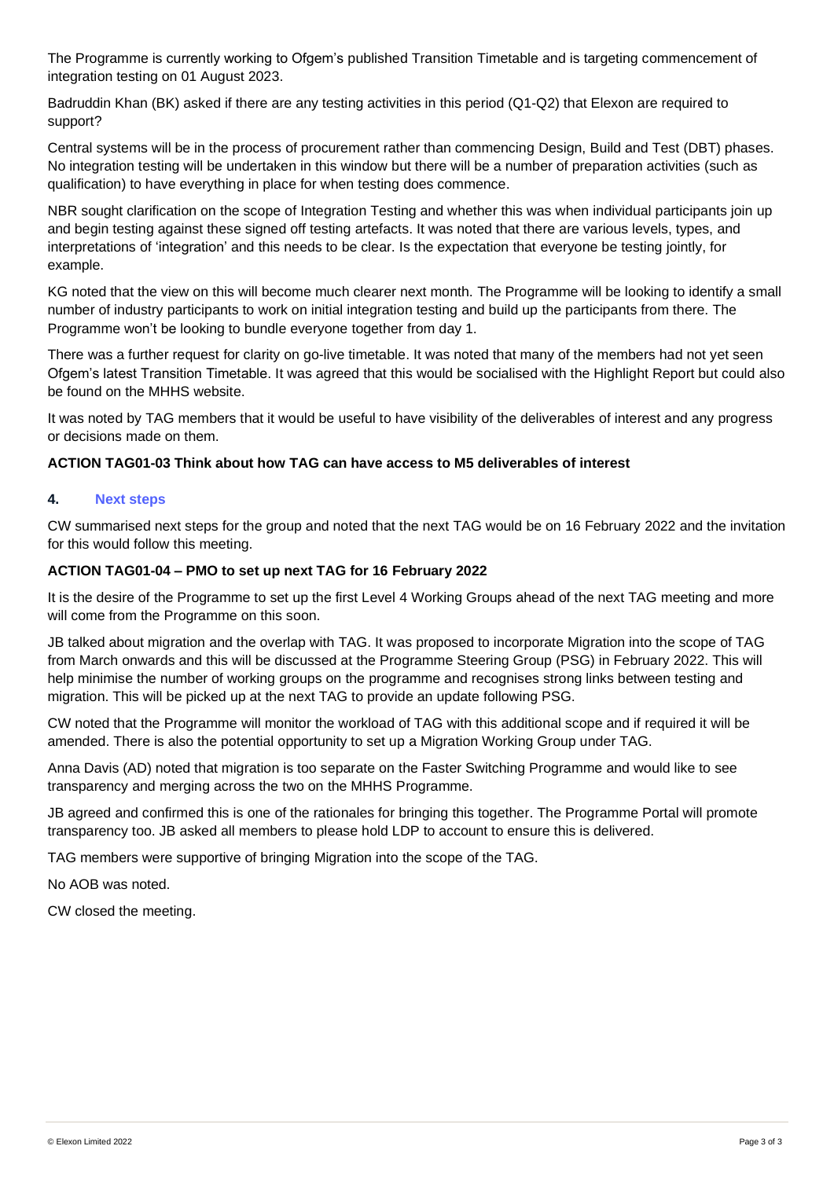The Programme is currently working to Ofgem's published Transition Timetable and is targeting commencement of integration testing on 01 August 2023.

Badruddin Khan (BK) asked if there are any testing activities in this period (Q1-Q2) that Elexon are required to support?

Central systems will be in the process of procurement rather than commencing Design, Build and Test (DBT) phases. No integration testing will be undertaken in this window but there will be a number of preparation activities (such as qualification) to have everything in place for when testing does commence.

NBR sought clarification on the scope of Integration Testing and whether this was when individual participants join up and begin testing against these signed off testing artefacts. It was noted that there are various levels, types, and interpretations of 'integration' and this needs to be clear. Is the expectation that everyone be testing jointly, for example.

KG noted that the view on this will become much clearer next month. The Programme will be looking to identify a small number of industry participants to work on initial integration testing and build up the participants from there. The Programme won't be looking to bundle everyone together from day 1.

There was a further request for clarity on go-live timetable. It was noted that many of the members had not yet seen Ofgem's latest Transition Timetable. It was agreed that this would be socialised with the Highlight Report but could also be found on the MHHS website.

It was noted by TAG members that it would be useful to have visibility of the deliverables of interest and any progress or decisions made on them.

**ACTION TAG01-03 Think about how TAG can have access to M5 deliverables of interest**

## 4. Next steps

CW summarised next steps for the group and noted that the next TAG would be on 16 February 2022 and the invitation for this would follow this meeting.

**ACTION TAG01-04 – PMO to set up next TAG for 16 February 2022**

It is the desire of the Programme to set up the first Level 4 Working Groups ahead of the next TAG meeting and more will come from the Programme on this soon.

JB talked about migration and the overlap with TAG. It was proposed to incorporate Migration into the scope of TAG from March onwards and this will be discussed at the Programme Steering Group (PSG) in February 2022. This will help minimise the number of working groups on the programme and recognises strong links between testing and migration. This will be picked up at the next TAG to provide an update following PSG.

CW noted that the Programme will monitor the workload of TAG with this additional scope and if required it will be amended. There is also the potential opportunity to set up a Migration Working Group under TAG.

Anna Davis (AD) noted that migration is too separate on the Faster Switching Programme and would like to see transparency and merging across the two on the MHHS Programme.

JB agreed and confirmed this is one of the rationales for bringing this together. The Programme Portal will promote transparency too. JB asked all members to please hold LDP to account to ensure this is delivered.

TAG members were supportive of bringing Migration into the scope of the TAG.

No AOB was noted.

CW closed the meeting.